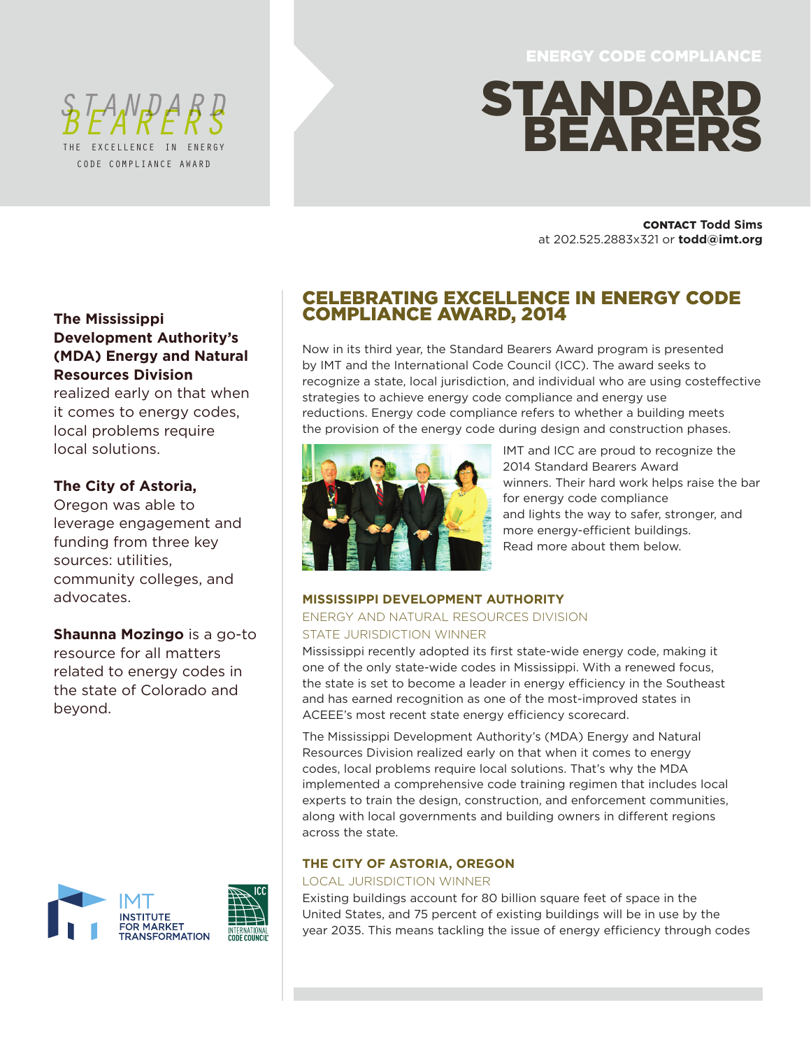STANDARD BEARERS

THE EXCELLENCE IN ENERGY CODE COMPLIANCE AWARD

ENERGY CODE COMPLIANCE

# STANDARD BEARERS

**CONTACT** Todd Sims at 202.525.2883x321 or **todd@imt.org**

**The Mississippi Development Authority's (MDA) Energy and Natural Resources Division** realized early on that when it comes to energy codes, local problems require local solutions.

**The City of Astoria,** Oregon was able to leverage engagement and funding from three key sources: utilities, community colleges, and advocates.

**Shaunna Mozingo** is a go-to resource for all matters related to energy codes in the state of Colorado and beyond.

## CELEBRATING EXCELLENCE IN ENERGY CODE COMPLIANCE AWARD, 2014

Now in its third year, the Standard Bearers Award program is presented by IMT and the International Code Council (ICC). The award seeks to recognize a state, local jurisdiction, and individual who are using costeffective strategies to achieve energy code compliance and energy use reductions. Energy code compliance refers to whether a building meets the provision of the energy code during design and construction phases.

IMT and ICC are proud to recognize the 2014 Standard Bearers Award winners. Their hard work helps raise the bar for energy code compliance and lights the way to safer, stronger, and more energy-efficient buildings. Read more about them below.

### MISSISSIPPI DEVELOPMENT AUTHORITY

ENERGY AND NATURAL RESOURCES DIVISION

STATE JURISDICTION WINNER

Mississippi recently adopted its first state-wide energy code, making it one of the only state-wide codes in Mississippi. With a renewed focus, the state is set to become a leader in energy efficiency in the Southeast and has earned recognition as one of the most-improved states in ACEEE's most recent state energy efficiency scorecard.

The Mississippi Development Authority's (MDA) Energy and Natural Resources Division realized early on that when it comes to energy codes, local problems require local solutions. That's why the MDA implemented a comprehensive code training regimen that includes local experts to train the design, construction, and enforcement communities, along with local governments and building owners in different regions across the state.

### THE CITY OF ASTORIA, OREGON

LOCAL JURISDICTION WINNER

Existing buildings account for 80 billion square feet of space in the United States, and 75 percent of existing buildings will be in use by the year 2035. This means tackling the issue of energy efficiency through codes

IMT INSTITUTE FOR MARKET TRANSFORMATION

ICC INTERNATIONAL CODE COUNCIL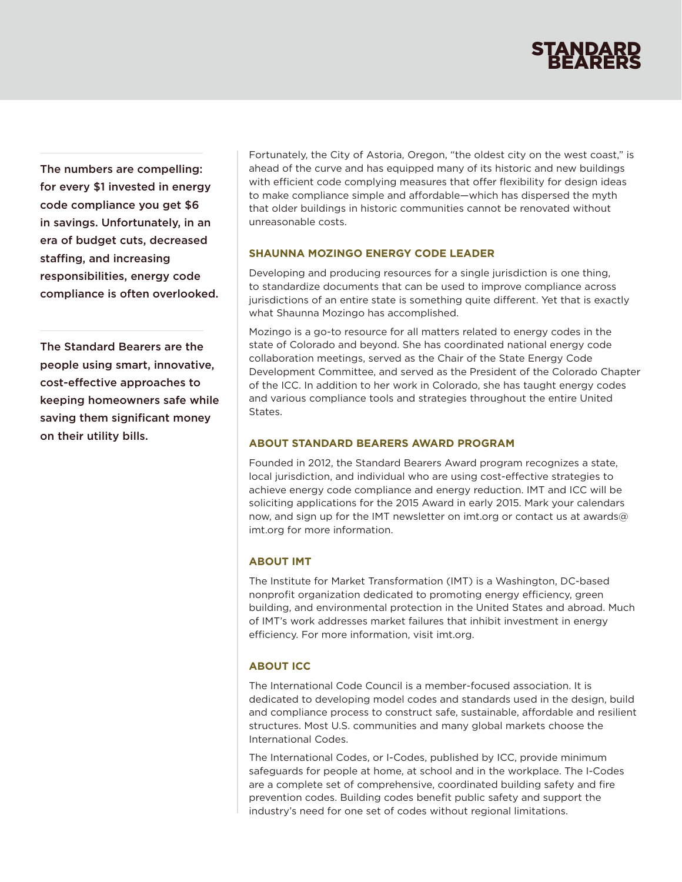The numbers are compelling: for every $1 invested in energy code compliance you get $6 in savings. Unfortunately, in an era of budget cuts, decreased staffing, and increasing responsibilities, energy code compliance is often overlooked.

The Standard Bearers are the people using smart, innovative, cost-effective approaches to keeping homeowners safe while saving them significant money on their utility bills.

Fortunately, the City of Astoria, Oregon, “the oldest city on the west coast,” is ahead of the curve and has equipped many of its historic and new buildings with efficient code complying measures that offer flexibility for design ideas to make compliance simple and affordable—which has dispersed the myth that older buildings in historic communities cannot be renovated without unreasonable costs.

## SHAUNNA MOZINGO ENERGY CODE LEADER

Developing and producing resources for a single jurisdiction is one thing, to standardize documents that can be used to improve compliance across jurisdictions of an entire state is something quite different. Yet that is exactly what Shaunna Mozingo has accomplished.

Mozingo is a go-to resource for all matters related to energy codes in the state of Colorado and beyond. She has coordinated national energy code collaboration meetings, served as the Chair of the State Energy Code Development Committee, and served as the President of the Colorado Chapter of the ICC. In addition to her work in Colorado, she has taught energy codes and various compliance tools and strategies throughout the entire United States.

## ABOUT STANDARD BEARERS AWARD PROGRAM

Founded in 2012, the Standard Bearers Award program recognizes a state, local jurisdiction, and individual who are using cost-effective strategies to achieve energy code compliance and energy reduction. IMT and ICC will be soliciting applications for the 2015 Award in early 2015. Mark your calendars now, and sign up for the IMT newsletter on imt.org or contact us at awards@imt.org for more information.

## ABOUT IMT

The Institute for Market Transformation (IMT) is a Washington, DC-based nonprofit organization dedicated to promoting energy efficiency, green building, and environmental protection in the United States and abroad. Much of IMT’s work addresses market failures that inhibit investment in energy efficiency. For more information, visit imt.org.

## ABOUT ICC

The International Code Council is a member-focused association. It is dedicated to developing model codes and standards used in the design, build and compliance process to construct safe, sustainable, affordable and resilient structures. Most U.S. communities and many global markets choose the International Codes.

The International Codes, or I-Codes, published by ICC, provide minimum safeguards for people at home, at school and in the workplace. The I-Codes are a complete set of comprehensive, coordinated building safety and fire prevention codes. Building codes benefit public safety and support the industry’s need for one set of codes without regional limitations.